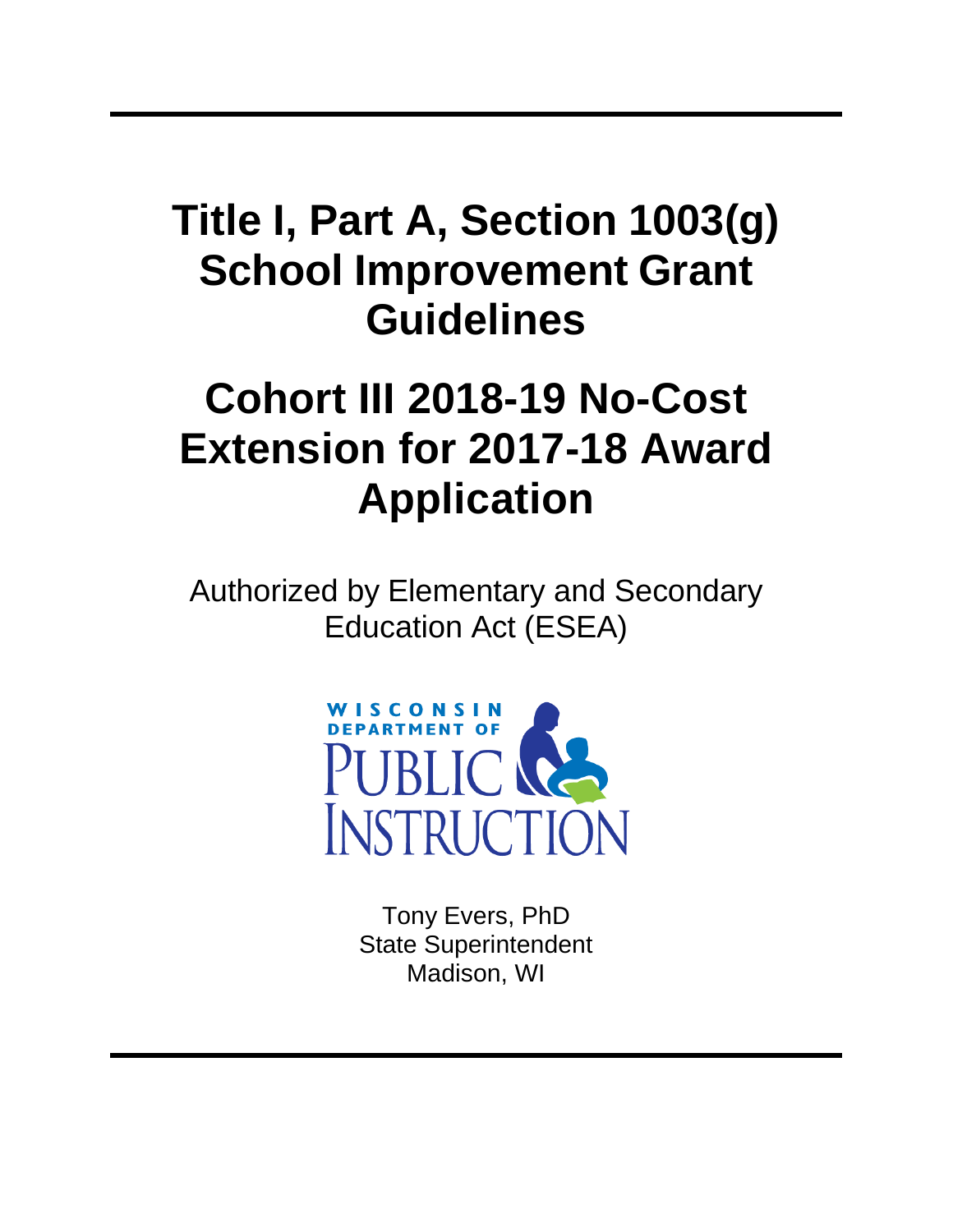# Title I, Part A, Section 1003(g) School Improvement Grant Guidelines

# Cohort III 2018-19 No-Cost Extension for 2017-18 Award Application

Authorized by Elementary and Secondary Education Act (ESEA)

WISCONSIN DEPARTMENT OF PUBLIC INSTRUCTION

Tony Evers, PhD
State Superintendent
Madison, WI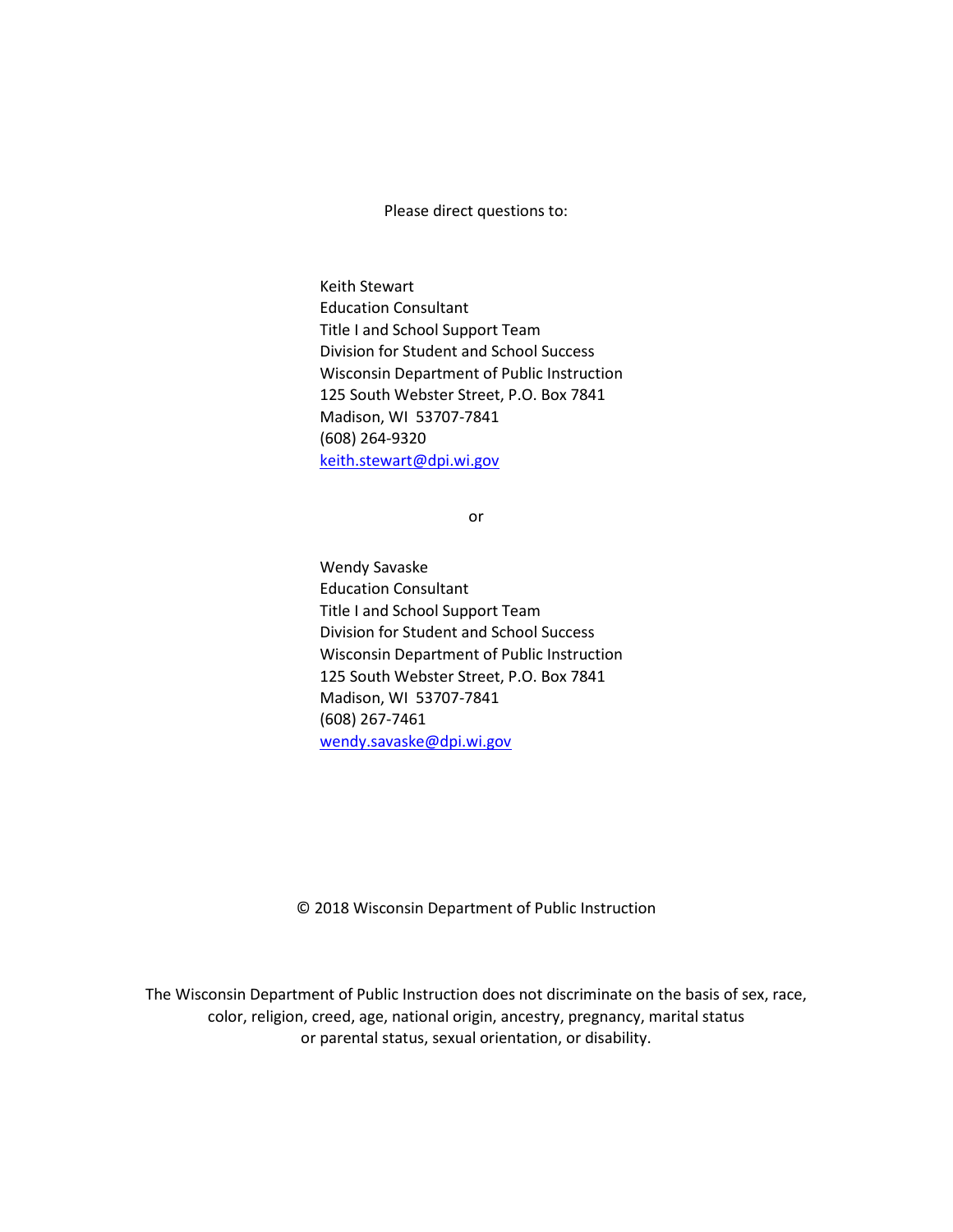Please direct questions to:

Keith Stewart
Education Consultant
Title I and School Support Team
Division for Student and School Success
Wisconsin Department of Public Instruction
125 South Webster Street, P.O. Box 7841
Madison, WI 53707-7841
(608) 264-9320
keith.stewart@dpi.wi.gov

or

Wendy Savaske
Education Consultant
Title I and School Support Team
Division for Student and School Success
Wisconsin Department of Public Instruction
125 South Webster Street, P.O. Box 7841
Madison, WI 53707-7841
(608) 267-7461
wendy.savaske@dpi.wi.gov

© 2018 Wisconsin Department of Public Instruction

The Wisconsin Department of Public Instruction does not discriminate on the basis of sex, race, color, religion, creed, age, national origin, ancestry, pregnancy, marital status or parental status, sexual orientation, or disability.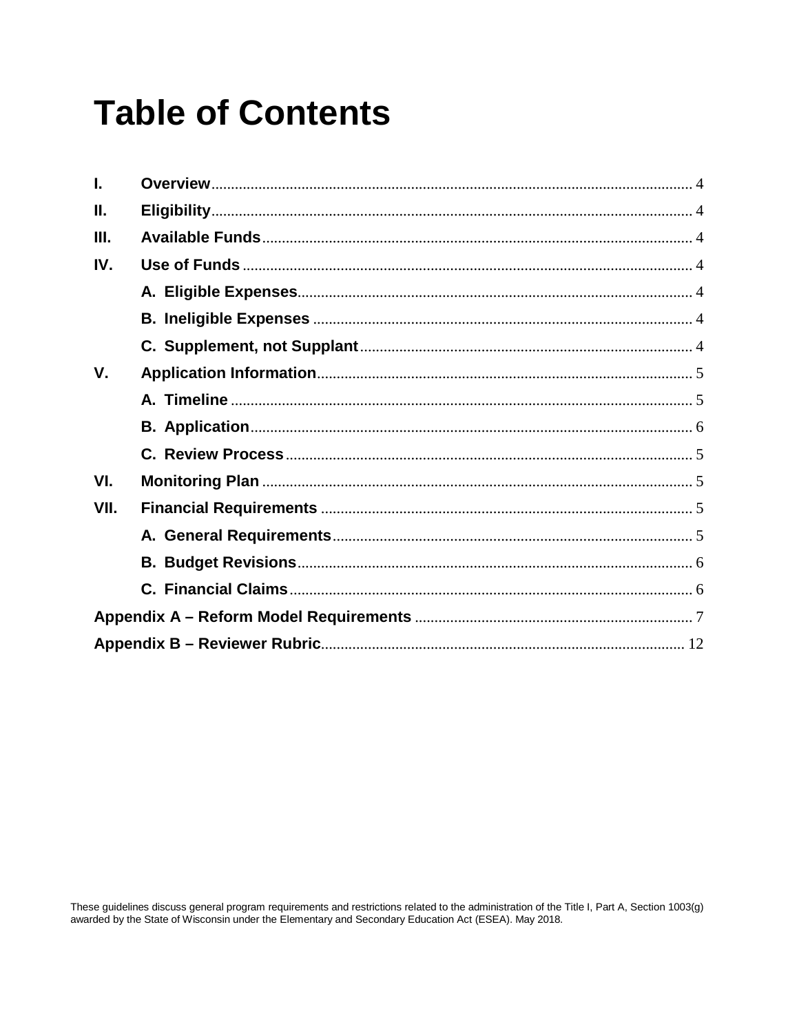# Table of Contents

- **I. Overview** .......... 4
- **II. Eligibility** .......... 4
- **III. Available Funds** .......... 4
- **IV. Use of Funds** .......... 4
  - **A. Eligible Expenses** .......... 4
  - **B. Ineligible Expenses** .......... 4
  - **C. Supplement, not Supplant** .......... 4
- **V. Application Information** .......... 5
  - **A. Timeline** .......... 5
  - **B. Application** .......... 6
  - **C. Review Process** .......... 5
- **VI. Monitoring Plan** .......... 5
- **VII. Financial Requirements** .......... 5
  - **A. General Requirements** .......... 5
  - **B. Budget Revisions** .......... 6
  - **C. Financial Claims** .......... 6
- **Appendix A – Reform Model Requirements** .......... 7
- **Appendix B – Reviewer Rubric** .......... 12

These guidelines discuss general program requirements and restrictions related to the administration of the Title I, Part A, Section 1003(g) awarded by the State of Wisconsin under the Elementary and Secondary Education Act (ESEA). May 2018.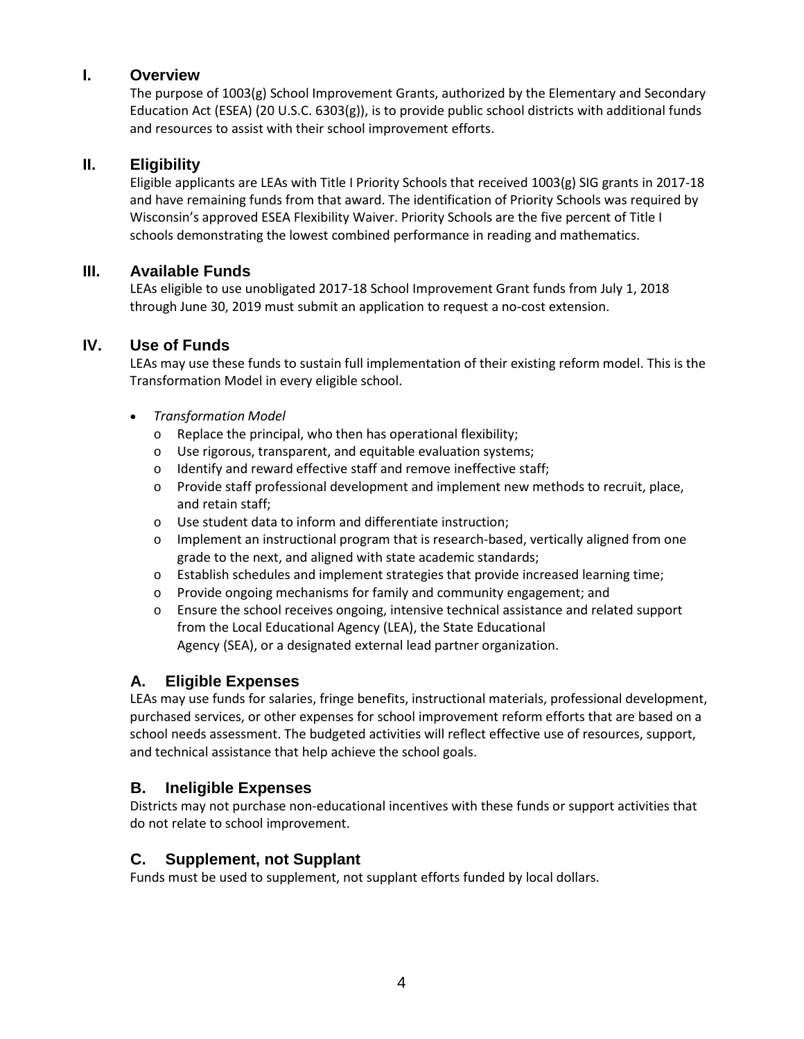## I. Overview

The purpose of 1003(g) School Improvement Grants, authorized by the Elementary and Secondary Education Act (ESEA) (20 U.S.C. 6303(g)), is to provide public school districts with additional funds and resources to assist with their school improvement efforts.

## II. Eligibility

Eligible applicants are LEAs with Title I Priority Schools that received 1003(g) SIG grants in 2017-18 and have remaining funds from that award. The identification of Priority Schools was required by Wisconsin's approved ESEA Flexibility Waiver. Priority Schools are the five percent of Title I schools demonstrating the lowest combined performance in reading and mathematics.

## III. Available Funds

LEAs eligible to use unobligated 2017-18 School Improvement Grant funds from July 1, 2018 through June 30, 2019 must submit an application to request a no-cost extension.

## IV. Use of Funds

LEAs may use these funds to sustain full implementation of their existing reform model. This is the Transformation Model in every eligible school.

- *Transformation Model*
  - Replace the principal, who then has operational flexibility;
  - Use rigorous, transparent, and equitable evaluation systems;
  - Identify and reward effective staff and remove ineffective staff;
  - Provide staff professional development and implement new methods to recruit, place, and retain staff;
  - Use student data to inform and differentiate instruction;
  - Implement an instructional program that is research-based, vertically aligned from one grade to the next, and aligned with state academic standards;
  - Establish schedules and implement strategies that provide increased learning time;
  - Provide ongoing mechanisms for family and community engagement; and
  - Ensure the school receives ongoing, intensive technical assistance and related support from the Local Educational Agency (LEA), the State Educational Agency (SEA), or a designated external lead partner organization.

### A. Eligible Expenses

LEAs may use funds for salaries, fringe benefits, instructional materials, professional development, purchased services, or other expenses for school improvement reform efforts that are based on a school needs assessment. The budgeted activities will reflect effective use of resources, support, and technical assistance that help achieve the school goals.

### B. Ineligible Expenses

Districts may not purchase non-educational incentives with these funds or support activities that do not relate to school improvement.

### C. Supplement, not Supplant

Funds must be used to supplement, not supplant efforts funded by local dollars.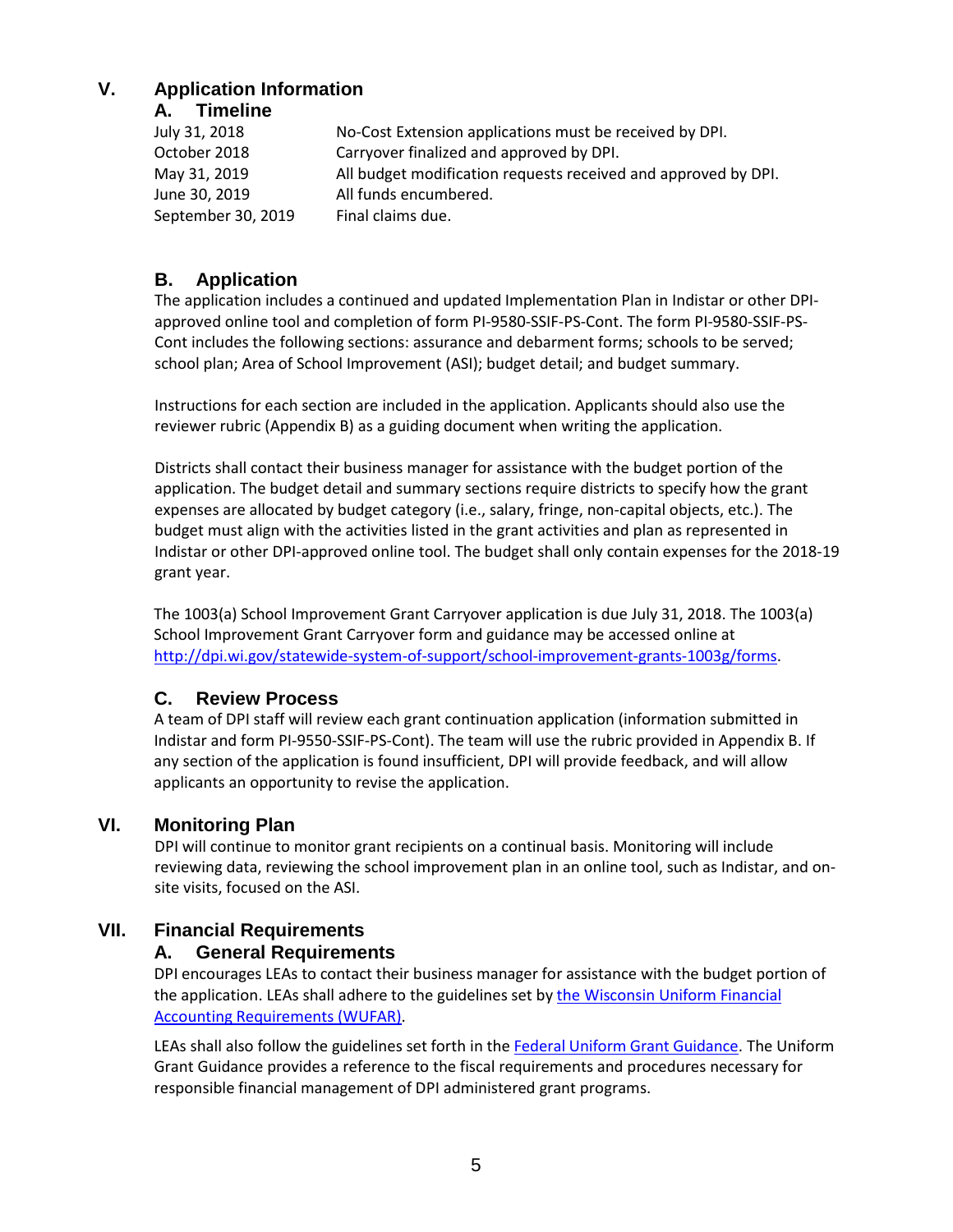## V. Application Information

### A. Timeline

| | |
|---|---|
| July 31, 2018 | No-Cost Extension applications must be received by DPI. |
| October 2018 | Carryover finalized and approved by DPI. |
| May 31, 2019 | All budget modification requests received and approved by DPI. |
| June 30, 2019 | All funds encumbered. |
| September 30, 2019 | Final claims due. |

### B. Application

The application includes a continued and updated Implementation Plan in Indistar or other DPI-approved online tool and completion of form PI-9580-SSIF-PS-Cont. The form PI-9580-SSIF-PS-Cont includes the following sections: assurance and debarment forms; schools to be served; school plan; Area of School Improvement (ASI); budget detail; and budget summary.

Instructions for each section are included in the application. Applicants should also use the reviewer rubric (Appendix B) as a guiding document when writing the application.

Districts shall contact their business manager for assistance with the budget portion of the application. The budget detail and summary sections require districts to specify how the grant expenses are allocated by budget category (i.e., salary, fringe, non-capital objects, etc.). The budget must align with the activities listed in the grant activities and plan as represented in Indistar or other DPI-approved online tool. The budget shall only contain expenses for the 2018-19 grant year.

The 1003(a) School Improvement Grant Carryover application is due July 31, 2018. The 1003(a) School Improvement Grant Carryover form and guidance may be accessed online at [http://dpi.wi.gov/statewide-system-of-support/school-improvement-grants-1003g/forms](http://dpi.wi.gov/statewide-system-of-support/school-improvement-grants-1003g/forms).

### C. Review Process

A team of DPI staff will review each grant continuation application (information submitted in Indistar and form PI-9550-SSIF-PS-Cont). The team will use the rubric provided in Appendix B. If any section of the application is found insufficient, DPI will provide feedback, and will allow applicants an opportunity to revise the application.

## VI. Monitoring Plan

DPI will continue to monitor grant recipients on a continual basis. Monitoring will include reviewing data, reviewing the school improvement plan in an online tool, such as Indistar, and on-site visits, focused on the ASI.

## VII. Financial Requirements

### A. General Requirements

DPI encourages LEAs to contact their business manager for assistance with the budget portion of the application. LEAs shall adhere to the guidelines set by the Wisconsin Uniform Financial Accounting Requirements (WUFAR).

LEAs shall also follow the guidelines set forth in the Federal Uniform Grant Guidance. The Uniform Grant Guidance provides a reference to the fiscal requirements and procedures necessary for responsible financial management of DPI administered grant programs.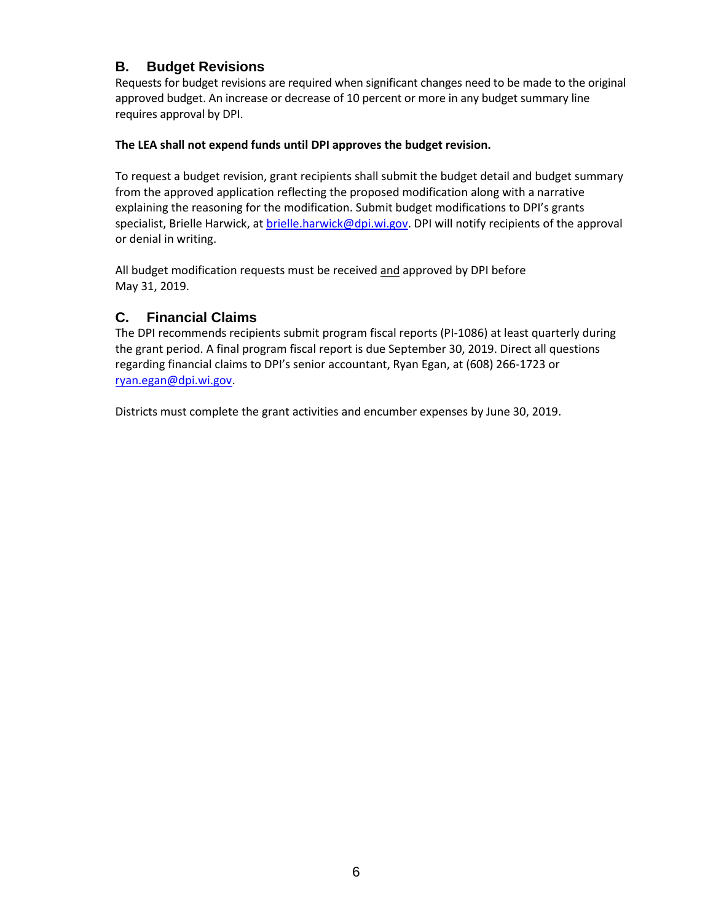## B. Budget Revisions

Requests for budget revisions are required when significant changes need to be made to the original approved budget. An increase or decrease of 10 percent or more in any budget summary line requires approval by DPI.

**The LEA shall not expend funds until DPI approves the budget revision.**

To request a budget revision, grant recipients shall submit the budget detail and budget summary from the approved application reflecting the proposed modification along with a narrative explaining the reasoning for the modification. Submit budget modifications to DPI's grants specialist, Brielle Harwick, at brielle.harwick@dpi.wi.gov. DPI will notify recipients of the approval or denial in writing.

All budget modification requests must be received and approved by DPI before May 31, 2019.

## C. Financial Claims

The DPI recommends recipients submit program fiscal reports (PI-1086) at least quarterly during the grant period. A final program fiscal report is due September 30, 2019. Direct all questions regarding financial claims to DPI's senior accountant, Ryan Egan, at (608) 266-1723 or ryan.egan@dpi.wi.gov.

Districts must complete the grant activities and encumber expenses by June 30, 2019.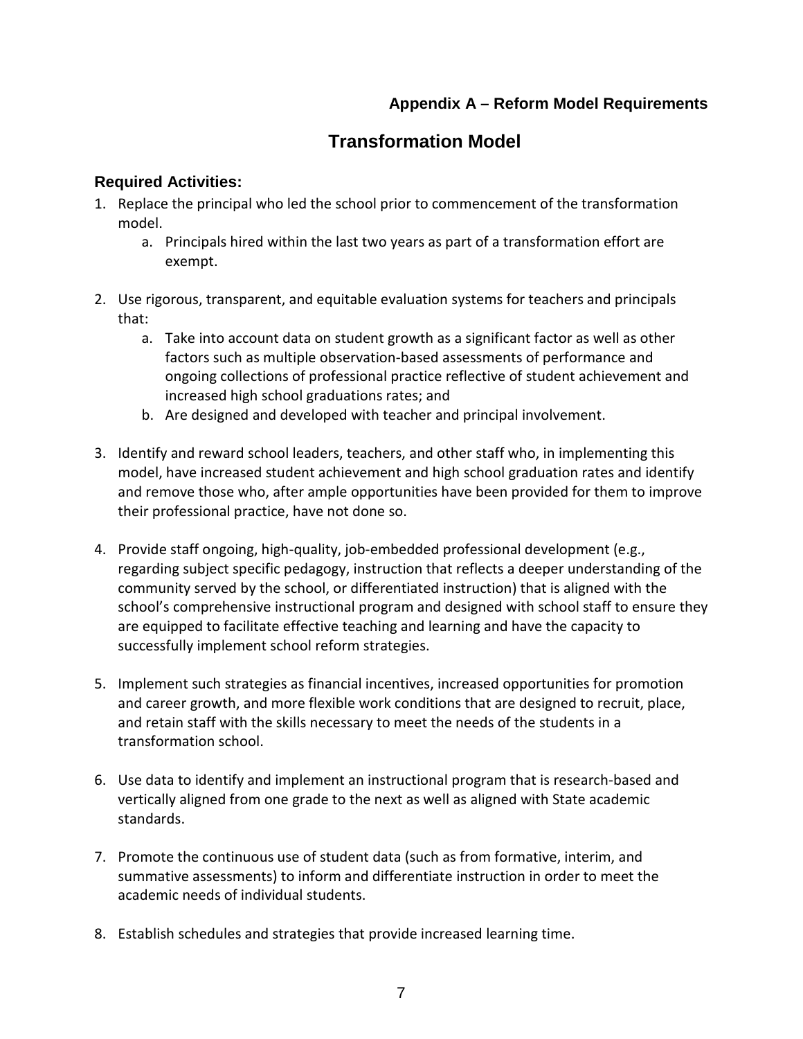## Appendix A – Reform Model Requirements

# Transformation Model

### Required Activities:

1. Replace the principal who led the school prior to commencement of the transformation model.
    a. Principals hired within the last two years as part of a transformation effort are exempt.

2. Use rigorous, transparent, and equitable evaluation systems for teachers and principals that:
    a. Take into account data on student growth as a significant factor as well as other factors such as multiple observation-based assessments of performance and ongoing collections of professional practice reflective of student achievement and increased high school graduations rates; and
    b. Are designed and developed with teacher and principal involvement.

3. Identify and reward school leaders, teachers, and other staff who, in implementing this model, have increased student achievement and high school graduation rates and identify and remove those who, after ample opportunities have been provided for them to improve their professional practice, have not done so.

4. Provide staff ongoing, high-quality, job-embedded professional development (e.g., regarding subject specific pedagogy, instruction that reflects a deeper understanding of the community served by the school, or differentiated instruction) that is aligned with the school's comprehensive instructional program and designed with school staff to ensure they are equipped to facilitate effective teaching and learning and have the capacity to successfully implement school reform strategies.

5. Implement such strategies as financial incentives, increased opportunities for promotion and career growth, and more flexible work conditions that are designed to recruit, place, and retain staff with the skills necessary to meet the needs of the students in a transformation school.

6. Use data to identify and implement an instructional program that is research-based and vertically aligned from one grade to the next as well as aligned with State academic standards.

7. Promote the continuous use of student data (such as from formative, interim, and summative assessments) to inform and differentiate instruction in order to meet the academic needs of individual students.

8. Establish schedules and strategies that provide increased learning time.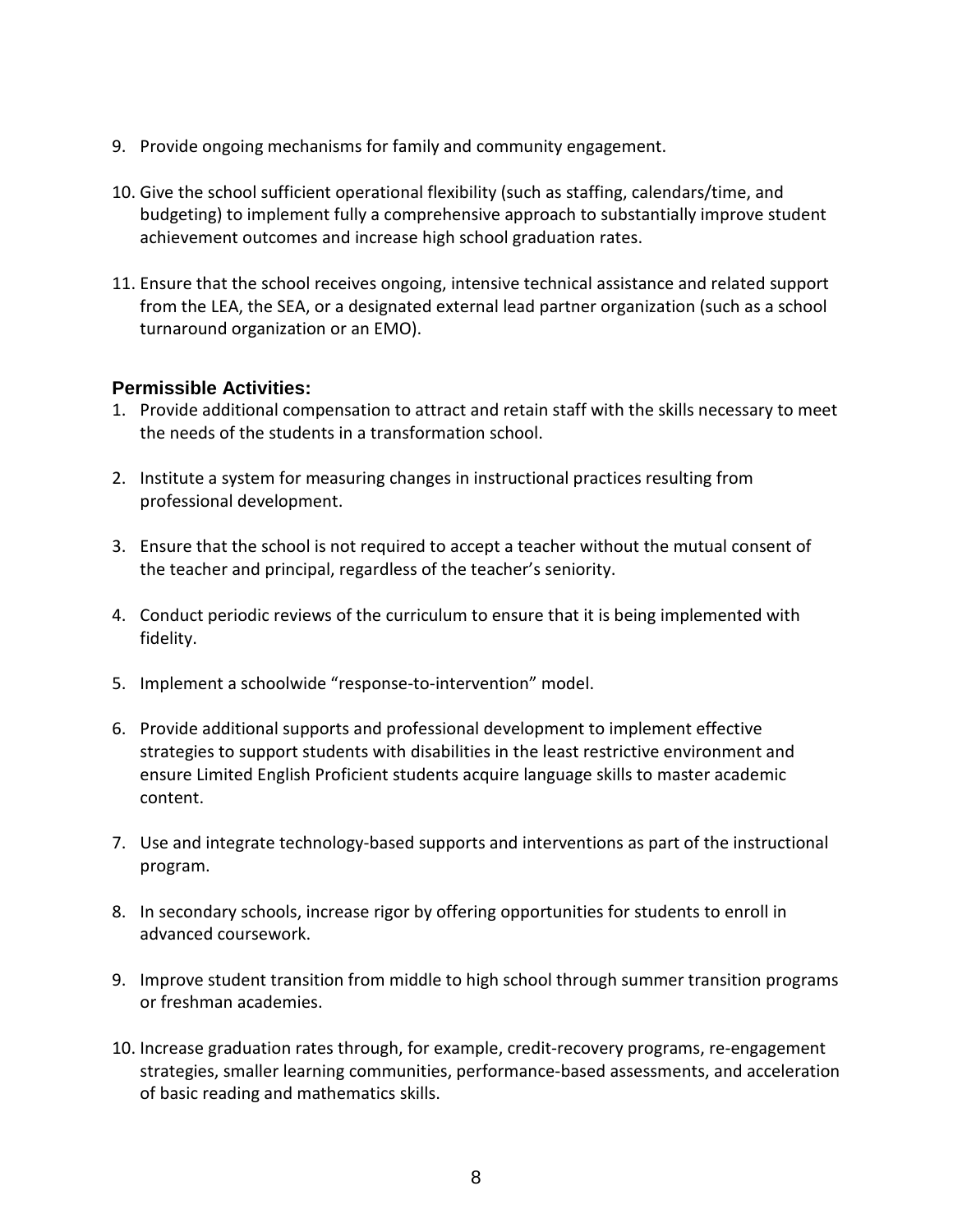9. Provide ongoing mechanisms for family and community engagement.

10. Give the school sufficient operational flexibility (such as staffing, calendars/time, and budgeting) to implement fully a comprehensive approach to substantially improve student achievement outcomes and increase high school graduation rates.

11. Ensure that the school receives ongoing, intensive technical assistance and related support from the LEA, the SEA, or a designated external lead partner organization (such as a school turnaround organization or an EMO).

### Permissible Activities:

1. Provide additional compensation to attract and retain staff with the skills necessary to meet the needs of the students in a transformation school.

2. Institute a system for measuring changes in instructional practices resulting from professional development.

3. Ensure that the school is not required to accept a teacher without the mutual consent of the teacher and principal, regardless of the teacher's seniority.

4. Conduct periodic reviews of the curriculum to ensure that it is being implemented with fidelity.

5. Implement a schoolwide "response-to-intervention" model.

6. Provide additional supports and professional development to implement effective strategies to support students with disabilities in the least restrictive environment and ensure Limited English Proficient students acquire language skills to master academic content.

7. Use and integrate technology-based supports and interventions as part of the instructional program.

8. In secondary schools, increase rigor by offering opportunities for students to enroll in advanced coursework.

9. Improve student transition from middle to high school through summer transition programs or freshman academies.

10. Increase graduation rates through, for example, credit-recovery programs, re-engagement strategies, smaller learning communities, performance-based assessments, and acceleration of basic reading and mathematics skills.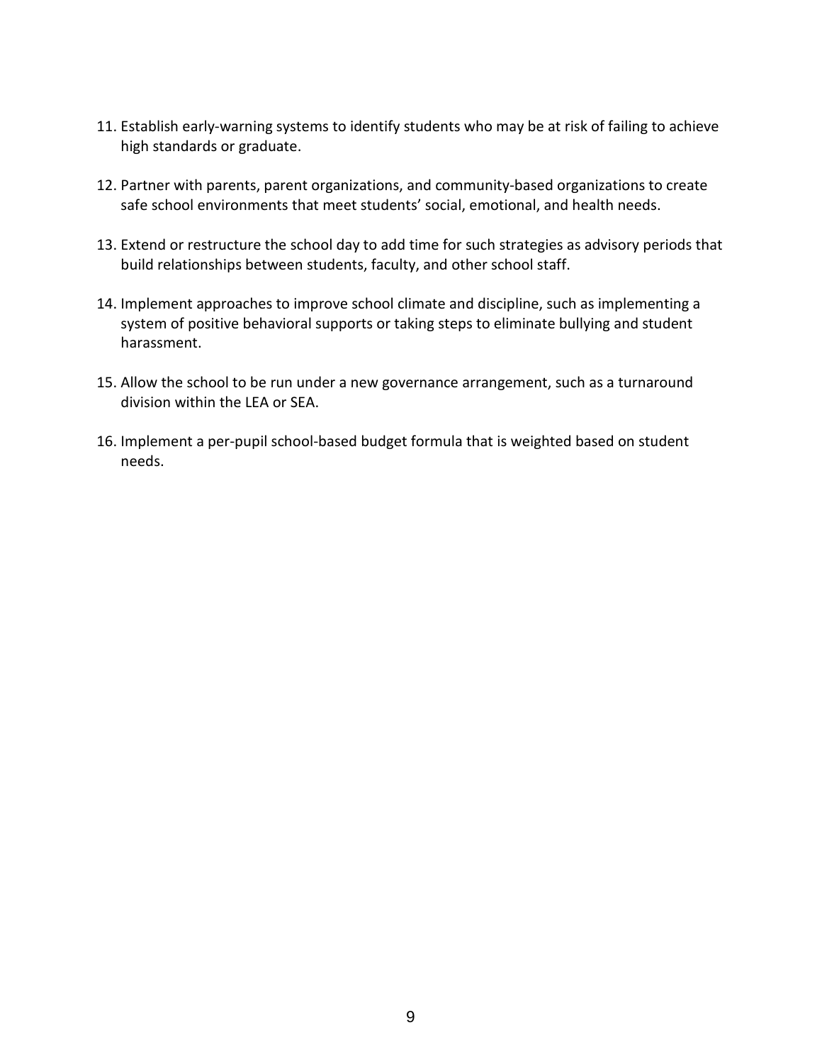11. Establish early-warning systems to identify students who may be at risk of failing to achieve high standards or graduate.

12. Partner with parents, parent organizations, and community-based organizations to create safe school environments that meet students' social, emotional, and health needs.

13. Extend or restructure the school day to add time for such strategies as advisory periods that build relationships between students, faculty, and other school staff.

14. Implement approaches to improve school climate and discipline, such as implementing a system of positive behavioral supports or taking steps to eliminate bullying and student harassment.

15. Allow the school to be run under a new governance arrangement, such as a turnaround division within the LEA or SEA.

16. Implement a per-pupil school-based budget formula that is weighted based on student needs.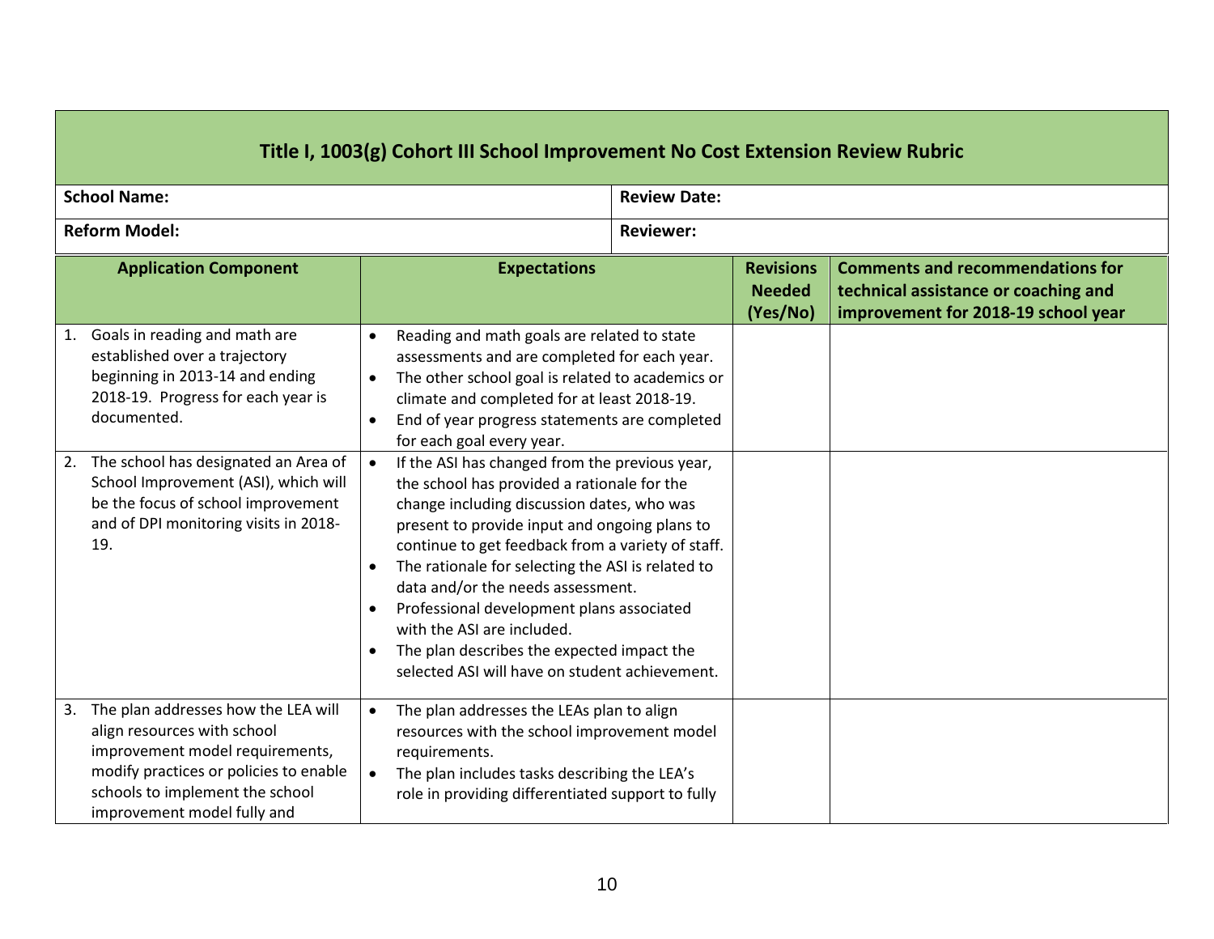## Title I, 1003(g) Cohort III School Improvement No Cost Extension Review Rubric

| **School Name:** | **Review Date:** |
|---|---|
| **Reform Model:** | **Reviewer:** |

| Application Component | Expectations | Revisions Needed (Yes/No) | Comments and recommendations for technical assistance or coaching and improvement for 2018-19 school year |
|---|---|---|---|
| 1. Goals in reading and math are established over a trajectory beginning in 2013-14 and ending 2018-19. Progress for each year is documented. | • Reading and math goals are related to state assessments and are completed for each year.<br>• The other school goal is related to academics or climate and completed for at least 2018-19.<br>• End of year progress statements are completed for each goal every year. | | |
| 2. The school has designated an Area of School Improvement (ASI), which will be the focus of school improvement and of DPI monitoring visits in 2018-19. | • If the ASI has changed from the previous year, the school has provided a rationale for the change including discussion dates, who was present to provide input and ongoing plans to continue to get feedback from a variety of staff.<br>• The rationale for selecting the ASI is related to data and/or the needs assessment.<br>• Professional development plans associated with the ASI are included.<br>• The plan describes the expected impact the selected ASI will have on student achievement. | | |
| 3. The plan addresses how the LEA will align resources with school improvement model requirements, modify practices or policies to enable schools to implement the school improvement model fully and | • The plan addresses the LEAs plan to align resources with the school improvement model requirements.<br>• The plan includes tasks describing the LEA's role in providing differentiated support to fully | | |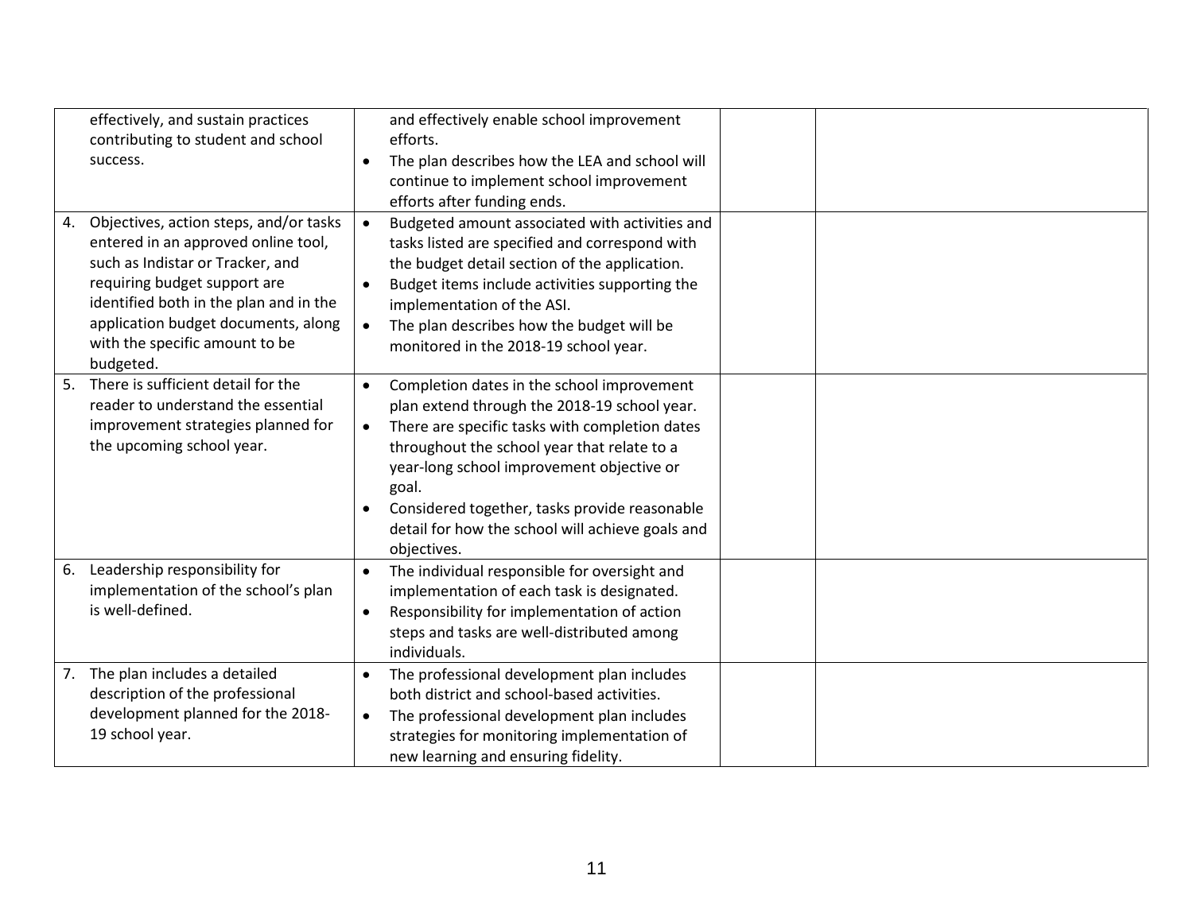| | | | |
|---|---|---|---|
| effectively, and sustain practices contributing to student and school success. | and effectively enable school improvement efforts.<br>• The plan describes how the LEA and school will continue to implement school improvement efforts after funding ends. | | |
| 4. Objectives, action steps, and/or tasks entered in an approved online tool, such as Indistar or Tracker, and requiring budget support are identified both in the plan and in the application budget documents, along with the specific amount to be budgeted. | • Budgeted amount associated with activities and tasks listed are specified and correspond with the budget detail section of the application.<br>• Budget items include activities supporting the implementation of the ASI.<br>• The plan describes how the budget will be monitored in the 2018-19 school year. | | |
| 5. There is sufficient detail for the reader to understand the essential improvement strategies planned for the upcoming school year. | • Completion dates in the school improvement plan extend through the 2018-19 school year.<br>• There are specific tasks with completion dates throughout the school year that relate to a year-long school improvement objective or goal.<br>• Considered together, tasks provide reasonable detail for how the school will achieve goals and objectives. | | |
| 6. Leadership responsibility for implementation of the school's plan is well-defined. | • The individual responsible for oversight and implementation of each task is designated.<br>• Responsibility for implementation of action steps and tasks are well-distributed among individuals. | | |
| 7. The plan includes a detailed description of the professional development planned for the 2018-19 school year. | • The professional development plan includes both district and school-based activities.<br>• The professional development plan includes strategies for monitoring implementation of new learning and ensuring fidelity. | | |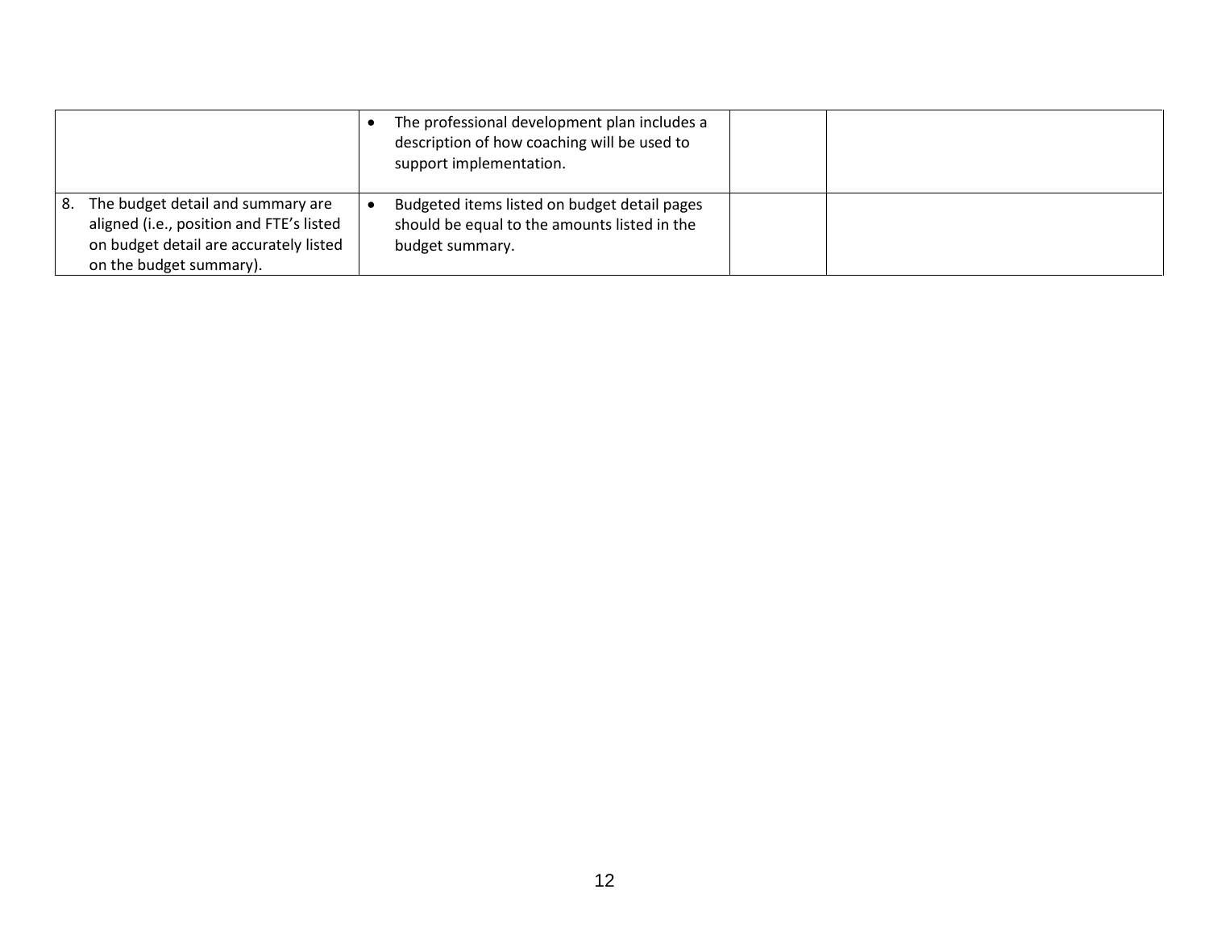| | | | |
|---|---|---|---|
| | • The professional development plan includes a description of how coaching will be used to support implementation. | | |
| 8. The budget detail and summary are aligned (i.e., position and FTE's listed on budget detail are accurately listed on the budget summary). | • Budgeted items listed on budget detail pages should be equal to the amounts listed in the budget summary. | | |